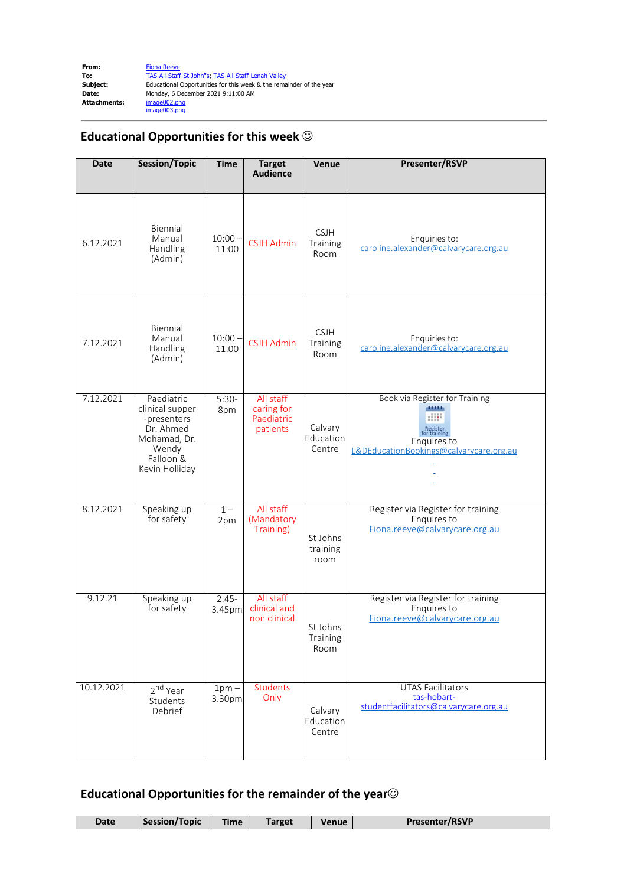| | |
|---|---|
| **From:** | Fiona Reeve |
| **To:** | TAS-All-Staff-St John"s; TAS-All-Staff-Lenah Valley |
| **Subject:** | Educational Opportunities for this week & the remainder of the year |
| **Date:** | Monday, 6 December 2021 9:11:00 AM |
| **Attachments:** | image002.png<br>image003.png |

## Educational Opportunities for this week ☺

| Date | Session/Topic | Time | Target Audience | Venue | Presenter/RSVP |
|---|---|---|---|---|---|
| 6.12.2021 | Biennial Manual Handling (Admin) | 10:00 – 11:00 | CSJH Admin | CSJH Training Room | Enquiries to: caroline.alexander@calvarycare.org.au |
| 7.12.2021 | Biennial Manual Handling (Admin) | 10:00 – 11:00 | CSJH Admin | CSJH Training Room | Enquiries to: caroline.alexander@calvarycare.org.au |
| 7.12.2021 | Paediatric clinical supper -presenters Dr. Ahmed Mohamad, Dr. Wendy Falloon & Kevin Holliday | 5:30-8pm | All staff caring for Paediatric patients | Calvary Education Centre | Book via Register for Training<br>Register for training<br>Enquires to L&DEducationBookings@calvarycare.org.au<br>-<br>-<br>- |
| 8.12.2021 | Speaking up for safety | 1 – 2pm | All staff (Mandatory Training) | St Johns training room | Register via Register for training<br>Enquires to Fiona.reeve@calvarycare.org.au |
| 9.12.21 | Speaking up for safety | 2.45-3.45pm | All staff clinical and non clinical | St Johns Training Room | Register via Register for training<br>Enquires to Fiona.reeve@calvarycare.org.au |
| 10.12.2021 | 2nd Year Students Debrief | 1pm – 3.30pm | Students Only | Calvary Education Centre | UTAS Facilitators<br>tas-hobart-studentfacilitators@calvarycare.org.au |

## Educational Opportunities for the remainder of the year☺

| Date | Session/Topic | Time | Target | Venue | Presenter/RSVP |
|---|---|---|---|---|---|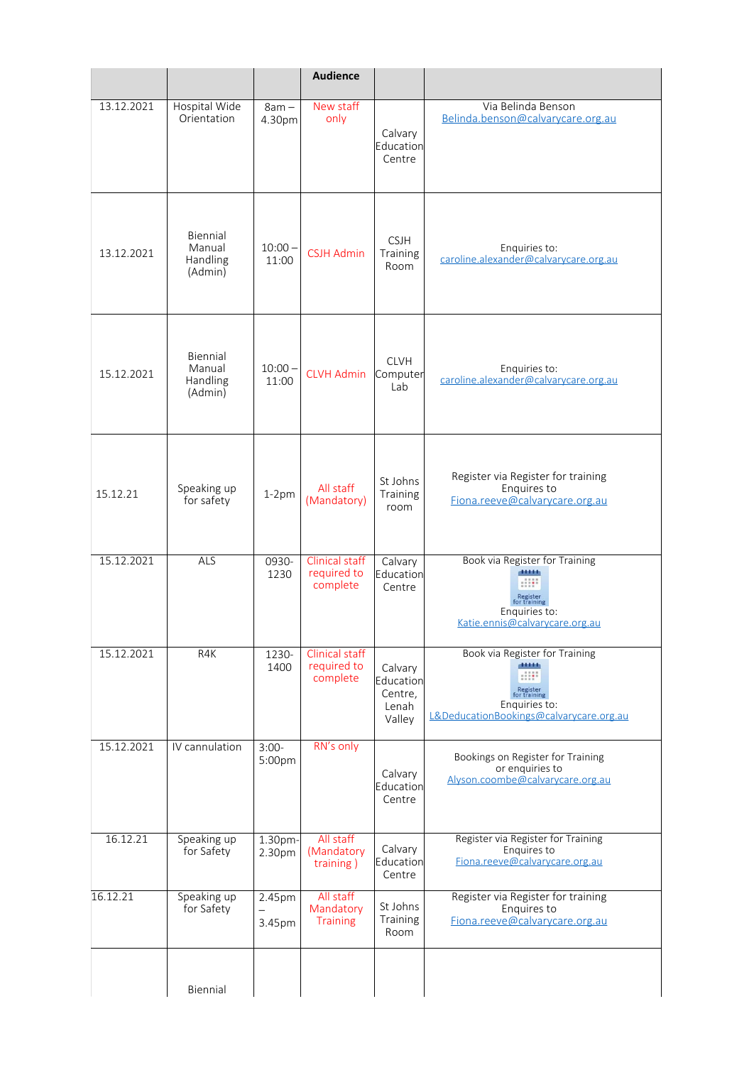| | | | Audience | | |
|---|---|---|---|---|---|
| 13.12.2021 | Hospital Wide Orientation | 8am – 4.30pm | New staff only | Calvary Education Centre | Via Belinda Benson Belinda.benson@calvarycare.org.au |
| 13.12.2021 | Biennial Manual Handling (Admin) | 10:00 – 11:00 | CSJH Admin | CSJH Training Room | Enquiries to: caroline.alexander@calvarycare.org.au |
| 15.12.2021 | Biennial Manual Handling (Admin) | 10:00 – 11:00 | CLVH Admin | CLVH Computer Lab | Enquiries to: caroline.alexander@calvarycare.org.au |
| 15.12.21 | Speaking up for safety | 1-2pm | All staff (Mandatory) | St Johns Training room | Register via Register for training Enquires to Fiona.reeve@calvarycare.org.au |
| 15.12.2021 | ALS | 0930-1230 | Clinical staff required to complete | Calvary Education Centre | Book via Register for Training Register for training Enquiries to: Katie.ennis@calvarycare.org.au |
| 15.12.2021 | R4K | 1230-1400 | Clinical staff required to complete | Calvary Education Centre, Lenah Valley | Book via Register for Training Register for training Enquiries to: L&DeducationBookings@calvarycare.org.au |
| 15.12.2021 | IV cannulation | 3:00-5:00pm | RN's only | Calvary Education Centre | Bookings on Register for Training or enquiries to Alyson.coombe@calvarycare.org.au |
| 16.12.21 | Speaking up for Safety | 1.30pm-2.30pm | All staff (Mandatory training ) | Calvary Education Centre | Register via Register for Training Enquires to Fiona.reeve@calvarycare.org.au |
| 16.12.21 | Speaking up for Safety | 2.45pm – 3.45pm | All staff Mandatory Training | St Johns Training Room | Register via Register for training Enquires to Fiona.reeve@calvarycare.org.au |
| | Biennial | | | | |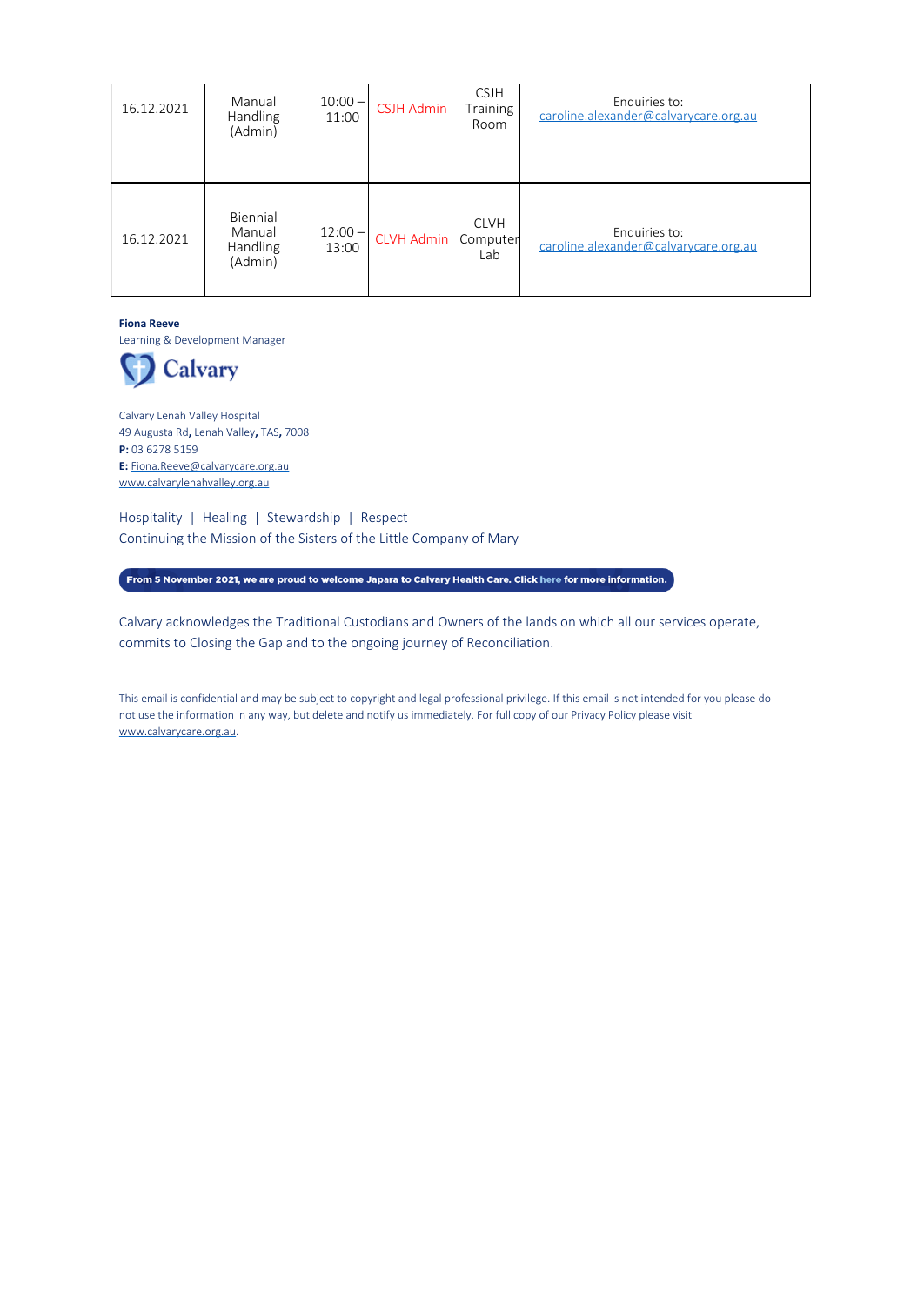| | | | | | |
|---|---|---|---|---|---|
| 16.12.2021 | Manual Handling (Admin) | 10:00 – 11:00 | CSJH Admin | CSJH Training Room | Enquiries to: caroline.alexander@calvarycare.org.au |
| 16.12.2021 | Biennial Manual Handling (Admin) | 12:00 – 13:00 | CLVH Admin | CLVH Computer Lab | Enquiries to: caroline.alexander@calvarycare.org.au |

**Fiona Reeve**
Learning & Development Manager

Calvary

Calvary Lenah Valley Hospital
49 Augusta Rd, Lenah Valley, TAS, 7008
**P:** 03 6278 5159
**E:** Fiona.Reeve@calvarycare.org.au
www.calvarylenahvalley.org.au

Hospitality | Healing | Stewardship | Respect
Continuing the Mission of the Sisters of the Little Company of Mary

**From 5 November 2021, we are proud to welcome Japara to Calvary Health Care. Click here for more information.**

Calvary acknowledges the Traditional Custodians and Owners of the lands on which all our services operate, commits to Closing the Gap and to the ongoing journey of Reconciliation.

This email is confidential and may be subject to copyright and legal professional privilege. If this email is not intended for you please do not use the information in any way, but delete and notify us immediately. For full copy of our Privacy Policy please visit www.calvarycare.org.au.